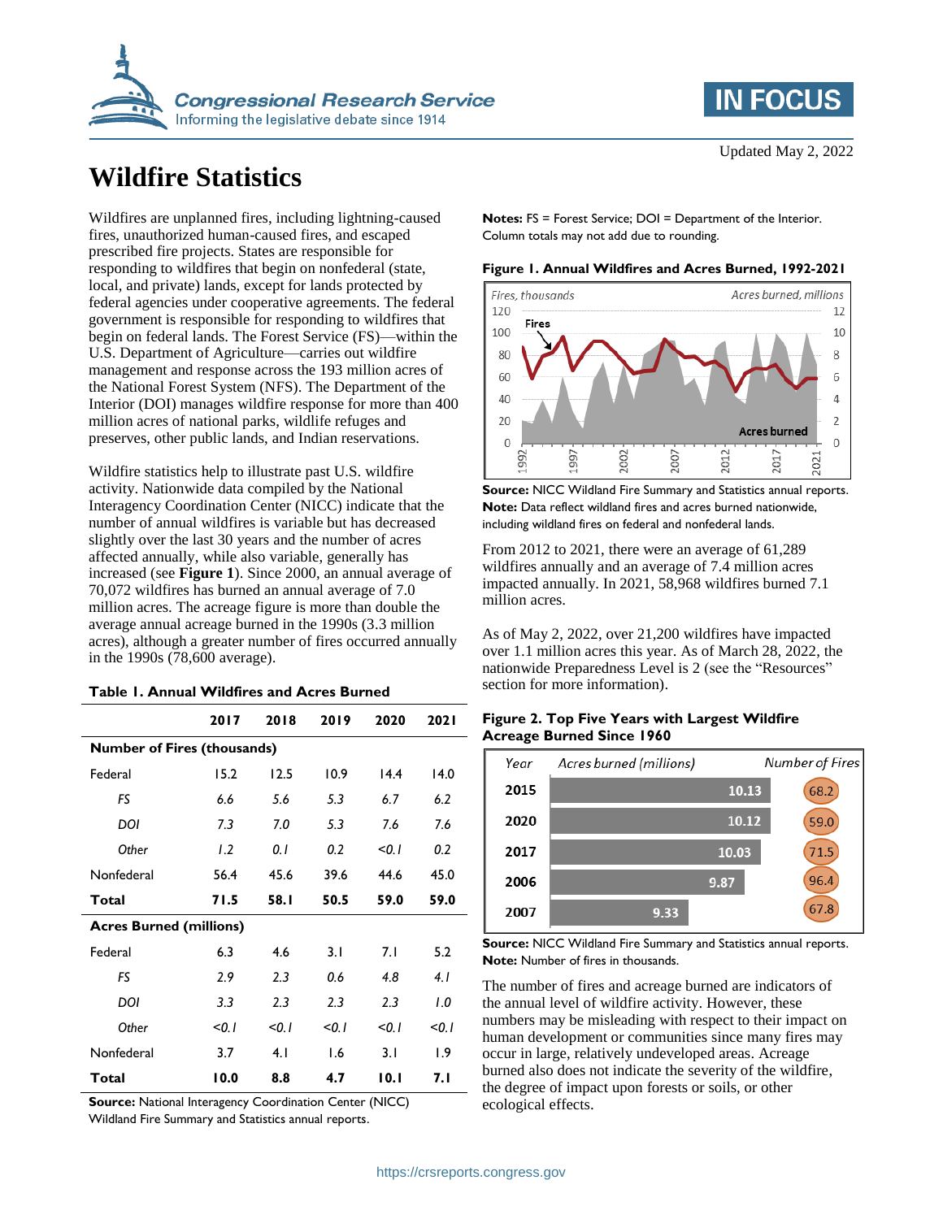# Wildfire Statistics

Updated May 2, 2022

Wildfires are unplanned fires, including lightning-caused fires, unauthorized human-caused fires, and escaped prescribed fire projects. States are responsible for responding to wildfires that begin on nonfederal (state, local, and private) lands, except for lands protected by federal agencies under cooperative agreements. The federal government is responsible for responding to wildfires that begin on federal lands. The Forest Service (FS)—within the U.S. Department of Agriculture—carries out wildfire management and response across the 193 million acres of the National Forest System (NFS). The Department of the Interior (DOI) manages wildfire response for more than 400 million acres of national parks, wildlife refuges and preserves, other public lands, and Indian reservations.

Wildfire statistics help to illustrate past U.S. wildfire activity. Nationwide data compiled by the National Interagency Coordination Center (NICC) indicate that the number of annual wildfires is variable but has decreased slightly over the last 30 years and the number of acres affected annually, while also variable, generally has increased (see **Figure 1**). Since 2000, an annual average of 70,072 wildfires has burned an annual average of 7.0 million acres. The acreage figure is more than double the average annual acreage burned in the 1990s (3.3 million acres), although a greater number of fires occurred annually in the 1990s (78,600 average).

**Table 1. Annual Wildfires and Acres Burned**

| | 2017 | 2018 | 2019 | 2020 | 2021 |
|---|---|---|---|---|---|
| **Number of Fires (thousands)** | | | | | |
| Federal | 15.2 | 12.5 | 10.9 | 14.4 | 14.0 |
| *FS* | *6.6* | *5.6* | *5.3* | *6.7* | *6.2* |
| *DOI* | *7.3* | *7.0* | *5.3* | *7.6* | *7.6* |
| *Other* | *1.2* | *0.1* | *0.2* | *<0.1* | *0.2* |
| Nonfederal | 56.4 | 45.6 | 39.6 | 44.6 | 45.0 |
| **Total** | **71.5** | **58.1** | **50.5** | **59.0** | **59.0** |
| **Acres Burned (millions)** | | | | | |
| Federal | 6.3 | 4.6 | 3.1 | 7.1 | 5.2 |
| *FS* | *2.9* | *2.3* | *0.6* | *4.8* | *4.1* |
| *DOI* | *3.3* | *2.3* | *2.3* | *2.3* | *1.0* |
| *Other* | *<0.1* | *<0.1* | *<0.1* | *<0.1* | *<0.1* |
| Nonfederal | 3.7 | 4.1 | 1.6 | 3.1 | 1.9 |
| **Total** | **10.0** | **8.8** | **4.7** | **10.1** | **7.1** |

**Source:** National Interagency Coordination Center (NICC) Wildland Fire Summary and Statistics annual reports.

**Notes:** FS = Forest Service; DOI = Department of the Interior. Column totals may not add due to rounding.

**Figure 1. Annual Wildfires and Acres Burned, 1992-2021**

**Source:** NICC Wildland Fire Summary and Statistics annual reports.
**Note:** Data reflect wildland fires and acres burned nationwide, including wildland fires on federal and nonfederal lands.

From 2012 to 2021, there were an average of 61,289 wildfires annually and an average of 7.4 million acres impacted annually. In 2021, 58,968 wildfires burned 7.1 million acres.

As of May 2, 2022, over 21,200 wildfires have impacted over 1.1 million acres this year. As of March 28, 2022, the nationwide Preparedness Level is 2 (see the "Resources" section for more information).

**Figure 2. Top Five Years with Largest Wildfire Acreage Burned Since 1960**

| Year | Acres burned (millions) | Number of Fires |
|---|---|---|
| 2015 | 10.13 | 68.2 |
| 2020 | 10.12 | 59.0 |
| 2017 | 10.03 | 71.5 |
| 2006 | 9.87 | 96.4 |
| 2007 | 9.33 | 67.8 |

**Source:** NICC Wildland Fire Summary and Statistics annual reports.
**Note:** Number of fires in thousands.

The number of fires and acreage burned are indicators of the annual level of wildfire activity. However, these numbers may be misleading with respect to their impact on human development or communities since many fires may occur in large, relatively undeveloped areas. Acreage burned also does not indicate the severity of the wildfire, the degree of impact upon forests or soils, or other ecological effects.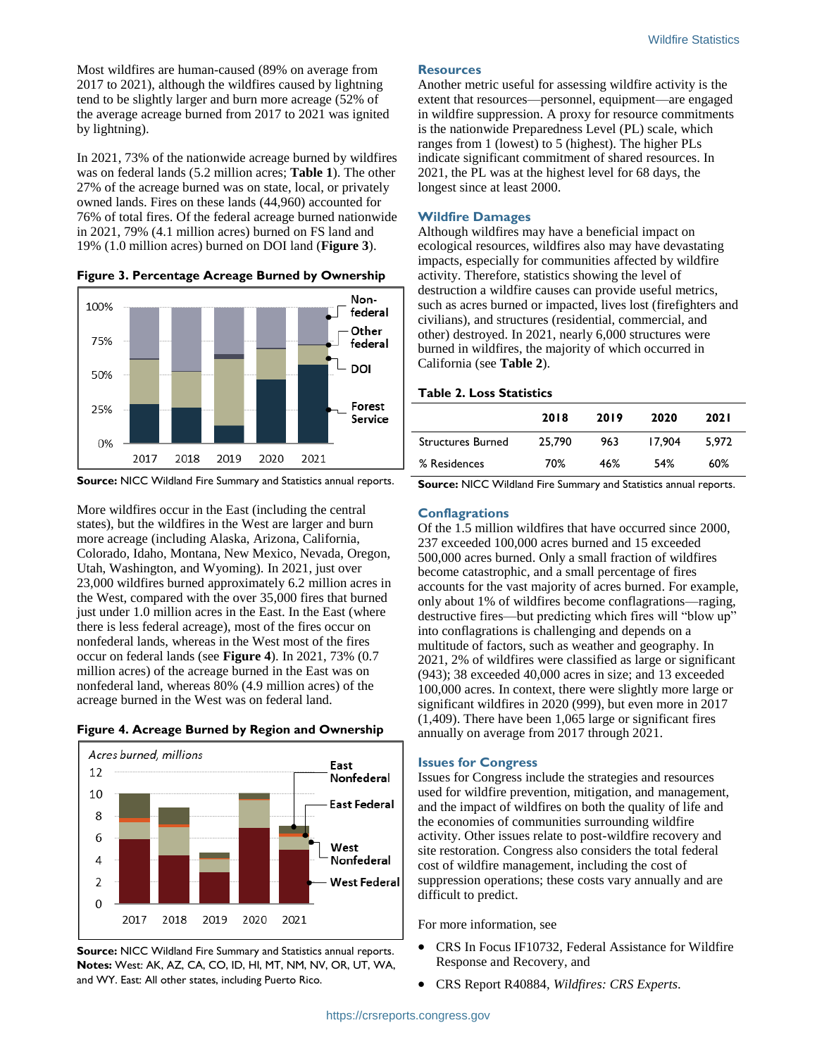Most wildfires are human-caused (89% on average from 2017 to 2021), although the wildfires caused by lightning tend to be slightly larger and burn more acreage (52% of the average acreage burned from 2017 to 2021 was ignited by lightning).

In 2021, 73% of the nationwide acreage burned by wildfires was on federal lands (5.2 million acres; **Table 1**). The other 27% of the acreage burned was on state, local, or privately owned lands. Fires on these lands (44,960) accounted for 76% of total fires. Of the federal acreage burned nationwide in 2021, 79% (4.1 million acres) burned on FS land and 19% (1.0 million acres) burned on DOI land (**Figure 3**).

**Figure 3. Percentage Acreage Burned by Ownership**

**Source:** NICC Wildland Fire Summary and Statistics annual reports.

More wildfires occur in the East (including the central states), but the wildfires in the West are larger and burn more acreage (including Alaska, Arizona, California, Colorado, Idaho, Montana, New Mexico, Nevada, Oregon, Utah, Washington, and Wyoming). In 2021, just over 23,000 wildfires burned approximately 6.2 million acres in the West, compared with the over 35,000 fires that burned just under 1.0 million acres in the East. In the East (where there is less federal acreage), most of the fires occur on nonfederal lands, whereas in the West most of the fires occur on federal lands (see **Figure 4**). In 2021, 73% (0.7 million acres) of the acreage burned in the East was on nonfederal land, whereas 80% (4.9 million acres) of the acreage burned in the West was on federal land.

**Figure 4. Acreage Burned by Region and Ownership**

**Source:** NICC Wildland Fire Summary and Statistics annual reports.
**Notes:** West: AK, AZ, CA, CO, ID, HI, MT, NM, NV, OR, UT, WA, and WY. East: All other states, including Puerto Rico.

## Resources

Another metric useful for assessing wildfire activity is the extent that resources—personnel, equipment—are engaged in wildfire suppression. A proxy for resource commitments is the nationwide Preparedness Level (PL) scale, which ranges from 1 (lowest) to 5 (highest). The higher PLs indicate significant commitment of shared resources. In 2021, the PL was at the highest level for 68 days, the longest since at least 2000.

## Wildfire Damages

Although wildfires may have a beneficial impact on ecological resources, wildfires also may have devastating impacts, especially for communities affected by wildfire activity. Therefore, statistics showing the level of destruction a wildfire causes can provide useful metrics, such as acres burned or impacted, lives lost (firefighters and civilians), and structures (residential, commercial, and other) destroyed. In 2021, nearly 6,000 structures were burned in wildfires, the majority of which occurred in California (see **Table 2**).

**Table 2. Loss Statistics**

| | 2018 | 2019 | 2020 | 2021 |
|---|---|---|---|---|
| Structures Burned | 25,790 | 963 | 17,904 | 5,972 |
| % Residences | 70% | 46% | 54% | 60% |

**Source:** NICC Wildland Fire Summary and Statistics annual reports.

## Conflagrations

Of the 1.5 million wildfires that have occurred since 2000, 237 exceeded 100,000 acres burned and 15 exceeded 500,000 acres burned. Only a small fraction of wildfires become catastrophic, and a small percentage of fires accounts for the vast majority of acres burned. For example, only about 1% of wildfires become conflagrations—raging, destructive fires—but predicting which fires will "blow up" into conflagrations is challenging and depends on a multitude of factors, such as weather and geography. In 2021, 2% of wildfires were classified as large or significant (943); 38 exceeded 40,000 acres in size; and 13 exceeded 100,000 acres. In context, there were slightly more large or significant wildfires in 2020 (999), but even more in 2017 (1,409). There have been 1,065 large or significant fires annually on average from 2017 through 2021.

## Issues for Congress

Issues for Congress include the strategies and resources used for wildfire prevention, mitigation, and management, and the impact of wildfires on both the quality of life and the economies of communities surrounding wildfire activity. Other issues relate to post-wildfire recovery and site restoration. Congress also considers the total federal cost of wildfire management, including the cost of suppression operations; these costs vary annually and are difficult to predict.

For more information, see

- CRS In Focus IF10732, Federal Assistance for Wildfire Response and Recovery, and
- CRS Report R40884, *Wildfires: CRS Experts*.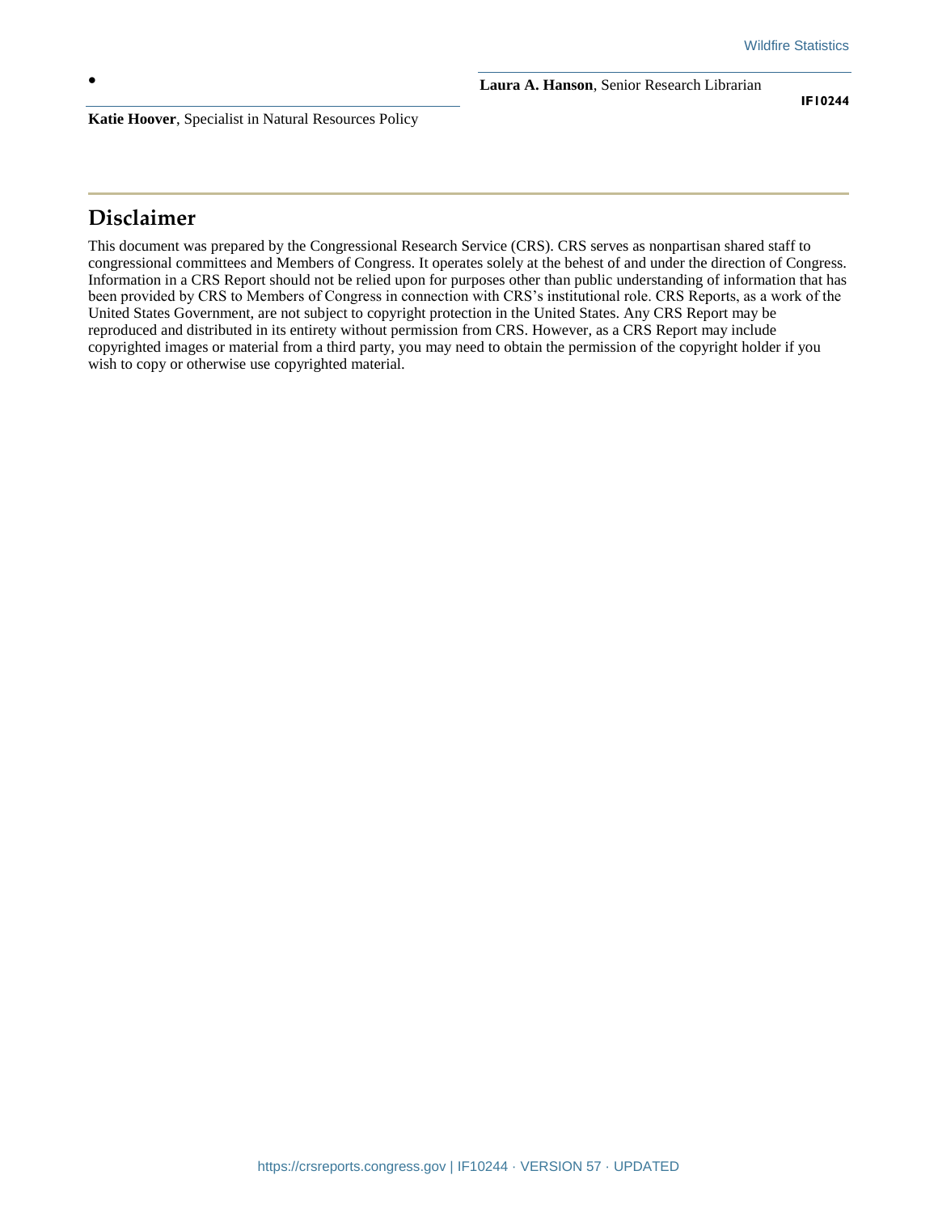•

**Laura A. Hanson**, Senior Research Librarian

IF10244

**Katie Hoover**, Specialist in Natural Resources Policy

## Disclaimer

This document was prepared by the Congressional Research Service (CRS). CRS serves as nonpartisan shared staff to congressional committees and Members of Congress. It operates solely at the behest of and under the direction of Congress. Information in a CRS Report should not be relied upon for purposes other than public understanding of information that has been provided by CRS to Members of Congress in connection with CRS's institutional role. CRS Reports, as a work of the United States Government, are not subject to copyright protection in the United States. Any CRS Report may be reproduced and distributed in its entirety without permission from CRS. However, as a CRS Report may include copyrighted images or material from a third party, you may need to obtain the permission of the copyright holder if you wish to copy or otherwise use copyrighted material.